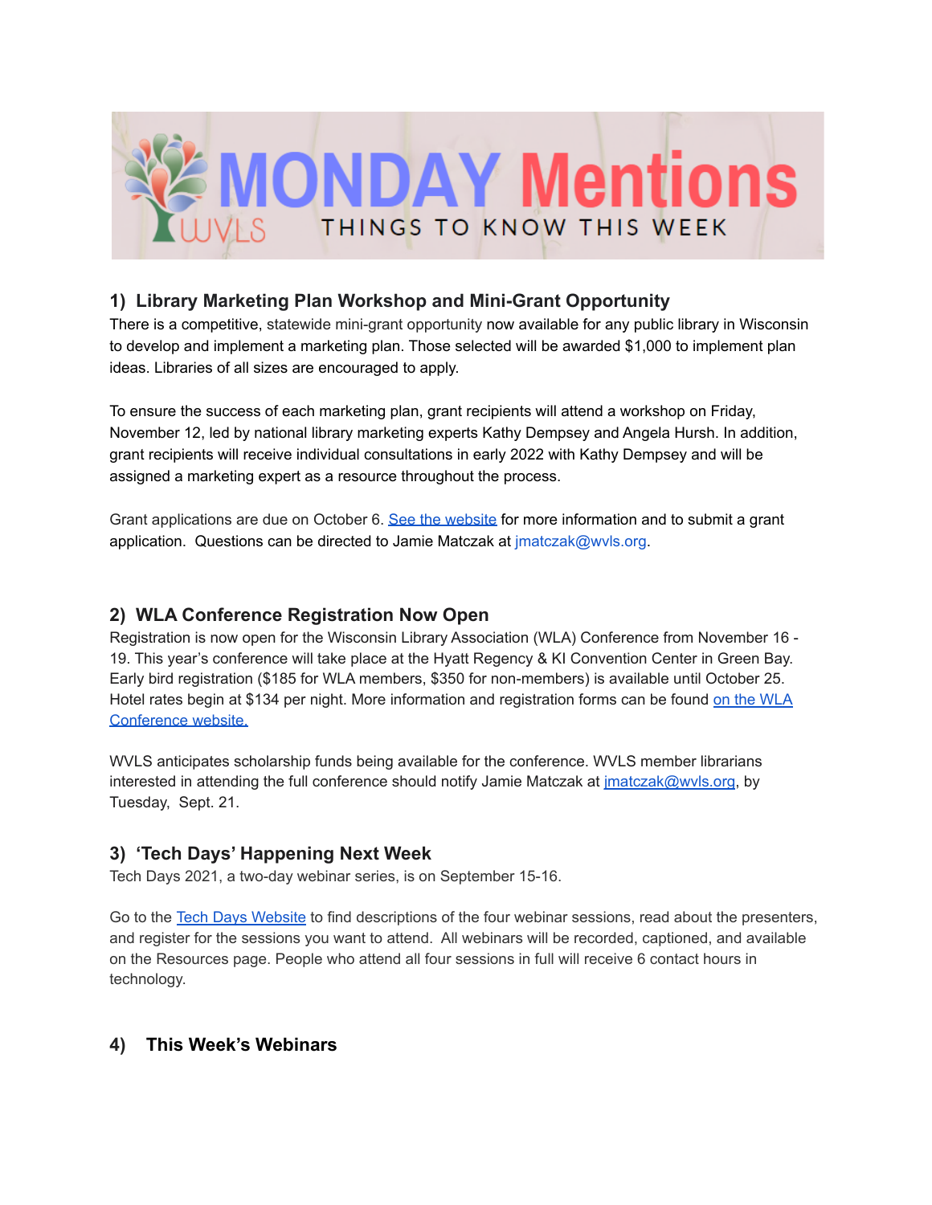# MONDAY Mentions

WVLS

THINGS TO KNOW THIS WEEK

## 1) Library Marketing Plan Workshop and Mini-Grant Opportunity

There is a competitive, statewide mini-grant opportunity now available for any public library in Wisconsin to develop and implement a marketing plan. Those selected will be awarded $1,000 to implement plan ideas. Libraries of all sizes are encouraged to apply.

To ensure the success of each marketing plan, grant recipients will attend a workshop on Friday, November 12, led by national library marketing experts Kathy Dempsey and Angela Hursh. In addition, grant recipients will receive individual consultations in early 2022 with Kathy Dempsey and will be assigned a marketing expert as a resource throughout the process.

Grant applications are due on October 6. See the website for more information and to submit a grant application. Questions can be directed to Jamie Matczak at jmatczak@wvls.org.

## 2) WLA Conference Registration Now Open

Registration is now open for the Wisconsin Library Association (WLA) Conference from November 16 - 19. This year's conference will take place at the Hyatt Regency & KI Convention Center in Green Bay. Early bird registration ($185 for WLA members, $350 for non-members) is available until October 25. Hotel rates begin at $134 per night. More information and registration forms can be found on the WLA Conference website.

WVLS anticipates scholarship funds being available for the conference. WVLS member librarians interested in attending the full conference should notify Jamie Matczak at jmatczak@wvls.org, by Tuesday, Sept. 21.

## 3) 'Tech Days' Happening Next Week

Tech Days 2021, a two-day webinar series, is on September 15-16.

Go to the Tech Days Website to find descriptions of the four webinar sessions, read about the presenters, and register for the sessions you want to attend. All webinars will be recorded, captioned, and available on the Resources page. People who attend all four sessions in full will receive 6 contact hours in technology.

## 4) This Week's Webinars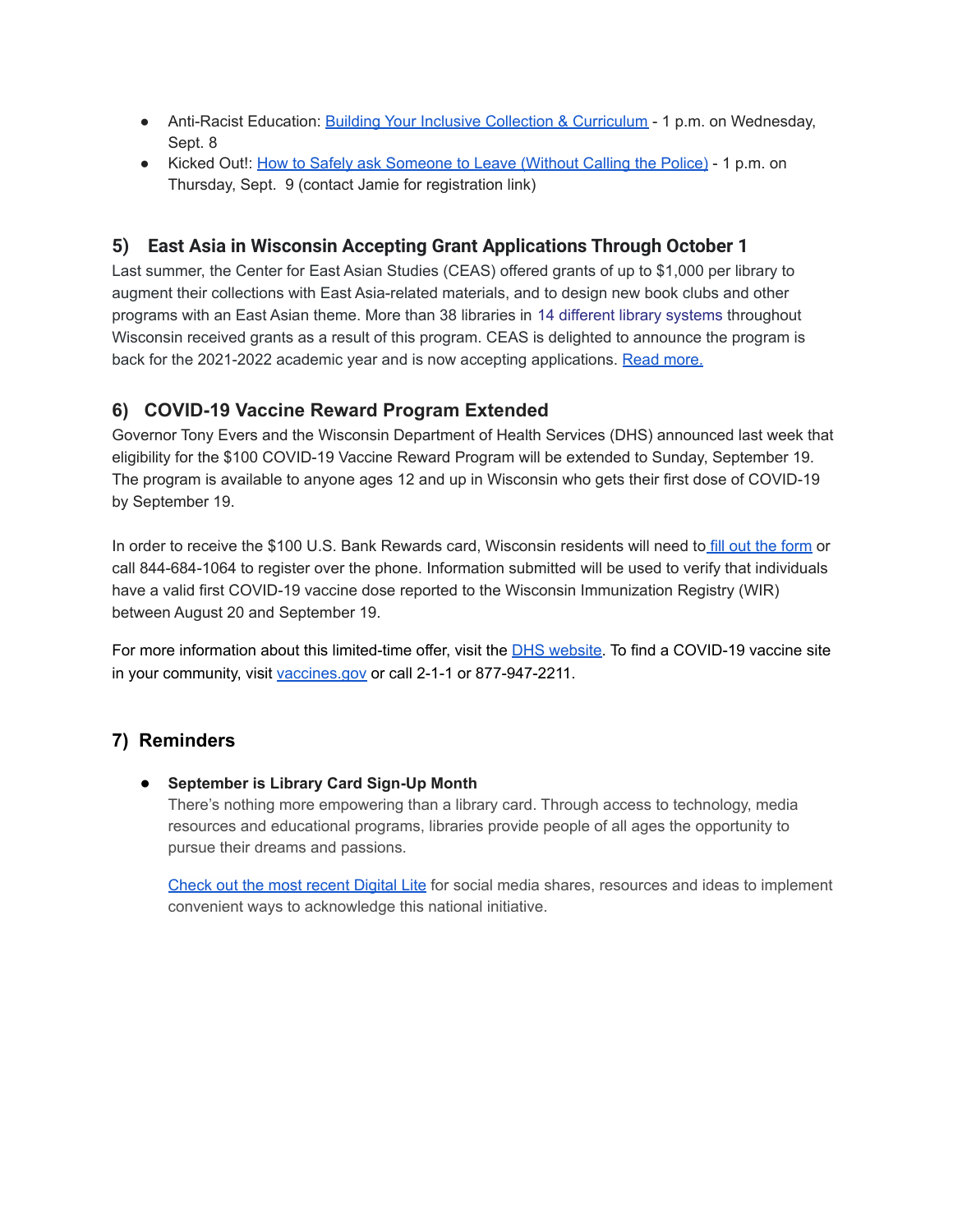- Anti-Racist Education: Building Your Inclusive Collection & Curriculum - 1 p.m. on Wednesday, Sept. 8
- Kicked Out!: How to Safely ask Someone to Leave (Without Calling the Police) - 1 p.m. on Thursday, Sept. 9 (contact Jamie for registration link)

## 5) East Asia in Wisconsin Accepting Grant Applications Through October 1

Last summer, the Center for East Asian Studies (CEAS) offered grants of up to $1,000 per library to augment their collections with East Asia-related materials, and to design new book clubs and other programs with an East Asian theme. More than 38 libraries in 14 different library systems throughout Wisconsin received grants as a result of this program. CEAS is delighted to announce the program is back for the 2021-2022 academic year and is now accepting applications. Read more.

## 6) COVID-19 Vaccine Reward Program Extended

Governor Tony Evers and the Wisconsin Department of Health Services (DHS) announced last week that eligibility for the $100 COVID-19 Vaccine Reward Program will be extended to Sunday, September 19. The program is available to anyone ages 12 and up in Wisconsin who gets their first dose of COVID-19 by September 19.

In order to receive the $100 U.S. Bank Rewards card, Wisconsin residents will need to fill out the form or call 844-684-1064 to register over the phone. Information submitted will be used to verify that individuals have a valid first COVID-19 vaccine dose reported to the Wisconsin Immunization Registry (WIR) between August 20 and September 19.

For more information about this limited-time offer, visit the DHS website. To find a COVID-19 vaccine site in your community, visit vaccines.gov or call 2-1-1 or 877-947-2211.

## 7) Reminders

- **September is Library Card Sign-Up Month**

  There's nothing more empowering than a library card. Through access to technology, media resources and educational programs, libraries provide people of all ages the opportunity to pursue their dreams and passions.

  Check out the most recent Digital Lite for social media shares, resources and ideas to implement convenient ways to acknowledge this national initiative.